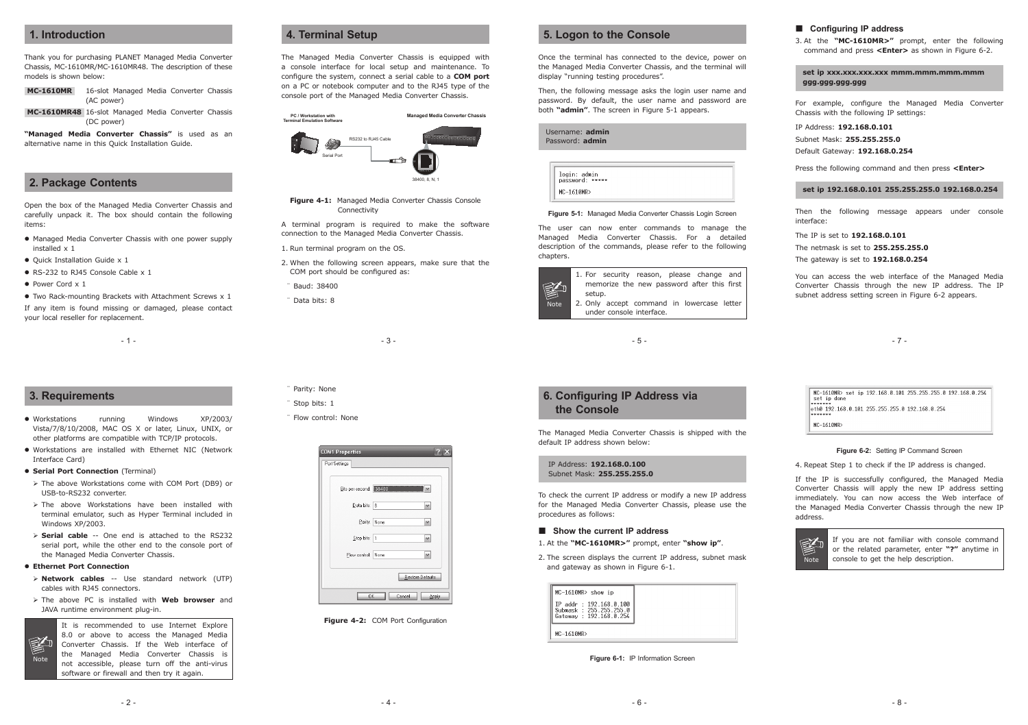## 1. Introduction

Thank you for purchasing PLANET Managed Media Converter Chassis, MC-1610MR/MC-1610MR48. The description of these models is shown below:

| | |
|---|---|
| **MC-1610MR** | 16-slot Managed Media Converter Chassis (AC power) |
| **MC-1610MR48** | 16-slot Managed Media Converter Chassis (DC power) |

**"Managed Media Converter Chassis"** is used as an alternative name in this Quick Installation Guide.

## 2. Package Contents

Open the box of the Managed Media Converter Chassis and carefully unpack it. The box should contain the following items:

- Managed Media Converter Chassis with one power supply installed x 1
- Quick Installation Guide x 1
- RS-232 to RJ45 Console Cable x 1
- Power Cord x 1
- Two Rack-mounting Brackets with Attachment Screws x 1

If any item is found missing or damaged, please contact your local reseller for replacement.

## 3. Requirements

- Workstations running Windows XP/2003/ Vista/7/8/10/2008, MAC OS X or later, Linux, UNIX, or other platforms are compatible with TCP/IP protocols.
- Workstations are installed with Ethernet NIC (Network Interface Card)
- **Serial Port Connection** (Terminal)
  - The above Workstations come with COM Port (DB9) or USB-to-RS232 converter.
  - The above Workstations have been installed with terminal emulator, such as Hyper Terminal included in Windows XP/2003.
  - **Serial cable** -- One end is attached to the RS232 serial port, while the other end to the console port of the Managed Media Converter Chassis.
- **Ethernet Port Connection**
  - **Network cables** -- Use standard network (UTP) cables with RJ45 connectors.
  - The above PC is installed with **Web browser** and JAVA runtime environment plug-in.

Note: It is recommended to use Internet Explore 8.0 or above to access the Managed Media Converter Chassis. If the Web interface of the Managed Media Converter Chassis is not accessible, please turn off the anti-virus software or firewall and then try it again.

## 4. Terminal Setup

The Managed Media Converter Chassis is equipped with a console interface for local setup and maintenance. To configure the system, connect a serial cable to a **COM port** on a PC or notebook computer and to the RJ45 type of the console port of the Managed Media Converter Chassis.

PC / Workstation with Terminal Emulation Software — Serial Port — RS232 to RJ45 Cable — Managed Media Converter Chassis (38400, 8, N, 1)

**Figure 4-1:** Managed Media Converter Chassis Console Connectivity

A terminal program is required to make the software connection to the Managed Media Converter Chassis.

1. Run terminal program on the OS.
2. When the following screen appears, make sure that the COM port should be configured as:
   - Baud: 38400
   - Data bits: 8
   - Parity: None
   - Stop bits: 1
   - Flow control: None

COM1 Properties — Port Settings: Bits per second: 38400; Data bits: 8; Parity: None; Stop bits: 1; Flow control: None

**Figure 4-2:** COM Port Configuration

## 5. Logon to the Console

Once the terminal has connected to the device, power on the Managed Media Converter Chassis, and the terminal will display "running testing procedures".

Then, the following message asks the login user name and password. By default, the user name and password are both **"admin"**. The screen in Figure 5-1 appears.

Username: **admin**
Password: **admin**

```
login: admin
password: *****

MC-1610MR>
```

**Figure 5-1:** Managed Media Converter Chassis Login Screen

The user can now enter commands to manage the Managed Media Converter Chassis. For a detailed description of the commands, please refer to the following chapters.

Note:
1. For security reason, please change and memorize the new password after this first setup.
2. Only accept command in lowercase letter under console interface.

## 6. Configuring IP Address via the Console

The Managed Media Converter Chassis is shipped with the default IP address shown below:

IP Address: **192.168.0.100**
Subnet Mask: **255.255.255.0**

To check the current IP address or modify a new IP address for the Managed Media Converter Chassis, please use the procedures as follows:

### ■ Show the current IP address

1. At the **"MC-1610MR>"** prompt, enter **"show ip"**.
2. The screen displays the current IP address, subnet mask and gateway as shown in Figure 6-1.

```
MC-1610MR> show ip

IP addr  : 192.168.0.100
Subnask  : 255.255.255.0
Gateway  : 192.168.0.254

MC-1610MR>
```

**Figure 6-1:** IP Information Screen

### ■ Configuring IP address

3. At the **"MC-1610MR>"** prompt, enter the following command and press **<Enter>** as shown in Figure 6-2.

**set ip xxx.xxx.xxx.xxx mmm.mmm.mmm.mmm ggg.ggg.ggg.ggg**

For example, configure the Managed Media Converter Chassis with the following IP settings:

IP Address: **192.168.0.101**
Subnet Mask: **255.255.255.0**
Default Gateway: **192.168.0.254**

Press the following command and then press **<Enter>**

**set ip 192.168.0.101 255.255.255.0 192.168.0.254**

Then the following message appears under console interface:

The IP is set to **192.168.0.101**
The netmask is set to **255.255.255.0**
The gateway is set to **192.168.0.254**

You can access the web interface of the Managed Media Converter Chassis through the new IP address. The IP subnet address setting screen in Figure 6-2 appears.

```
MC-1610MR> set ip 192.168.0.101 255.255.255.0 192.168.0.254
 set ip done
*******
eth0 192.168.0.101 255.255.255.0 192.168.0.254
*******

MC-1610MR>
```

**Figure 6-2:** Setting IP Command Screen

4. Repeat Step 1 to check if the IP address is changed.

If the IP is successfully configured, the Managed Media Converter Chassis will apply the new IP address setting immediately. You can now access the Web interface of the Managed Media Converter Chassis through the new IP address.

Note: If you are not familiar with console command or the related parameter, enter **"?"** anytime in console to get the help description.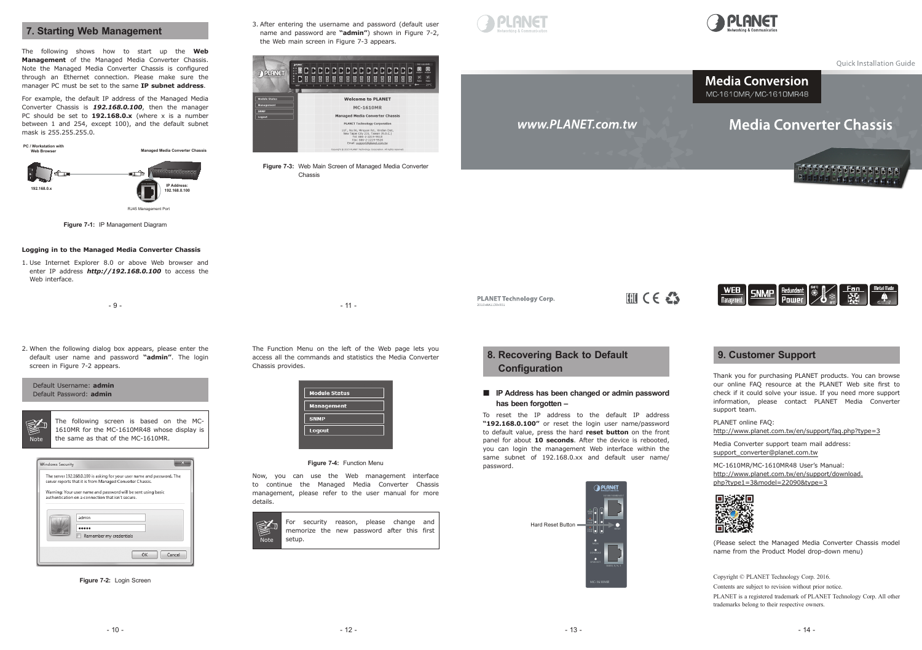## 7. Starting Web Management

The following shows how to start up the **Web Management** of the Managed Media Converter Chassis. Note the Managed Media Converter Chassis is configured through an Ethernet connection. Please make sure the manager PC must be set to the same **IP subnet address**.

For example, the default IP address of the Managed Media Converter Chassis is ***192.168.0.100***, then the manager PC should be set to **192.168.0.x** (where x is a number between 1 and 254, except 100), and the default subnet mask is 255.255.255.0.

PC / Workstation with Web Browser

Managed Media Converter Chassis

192.168.0.x

IP Address: 192.168.0.100

RJ45 Management Port

**Figure 7-1:** IP Management Diagram

**Logging in to the Managed Media Converter Chassis**

1. Use Internet Explorer 8.0 or above Web browser and enter IP address ***http://192.168.0.100*** to access the Web interface.

2. When the following dialog box appears, please enter the default user name and password **"admin"**. The login screen in Figure 7-2 appears.

Default Username: **admin**
Default Password: **admin**

Note: The following screen is based on the MC-1610MR for the MC-1610MR48 whose display is the same as that of the MC-1610MR.

Windows Security

The server 192.168.0.100 is asking for your user name and password. The server reports that it is from Managed Media Converter Chassis.

Warning: Your user name and password will be sent using basic authentication on a connection that isn't secure.

admin

Remember my credentials

OK Cancel

**Figure 7-2:** Login Screen

3. After entering the username and password (default user name and password are **"admin"**) shown in Figure 7-2, the Web main screen in Figure 7-3 appears.

Module Status
Management
SNMP
Logout

Welcome to PLANET
MC-1610MR
Managed Media Converter Chassis
PLANET Technology Corporation

**Figure 7-3:** Web Main Screen of Managed Media Converter Chassis

The Function Menu on the left of the Web page lets you access all the commands and statistics the Media Converter Chassis provides.

Module Status
Management
SNMP
Logout

**Figure 7-4:** Function Menu

Now, you can use the Web management interface to continue the Managed Media Converter Chassis management, please refer to the user manual for more details.

Note: For security reason, please change and memorize the new password after this first setup.

PLANET Networking & Communication

Quick Installation Guide

# Media Conversion

MC-1610MR/MC-1610MR48

www.PLANET.com.tw

# Media Converter Chassis

PLANET Technology Corp.

2010-AA1130-001

WEB Management | SNMP | Redundant Power | Fan | Metal Mode

## 8. Recovering Back to Default Configuration

■ **IP Address has been changed or admin password has been forgotten –**

To reset the IP address to the default IP address **"192.168.0.100"** or reset the login user name/password to default value, press the hard **reset button** on the front panel for about **10 seconds**. After the device is rebooted, you can login the management Web interface within the same subnet of 192.168.0.xx and default user name/password.

Hard Reset Button

MC-1610MR

## 9. Customer Support

Thank you for purchasing PLANET products. You can browse our online FAQ resource at the PLANET Web site first to check if it could solve your issue. If you need more support information, please contact PLANET Media Converter support team.

PLANET online FAQ:
http://www.planet.com.tw/en/support/faq.php?type=3

Media Converter support team mail address:
support_converter@planet.com.tw

MC-1610MR/MC-1610MR48 User's Manual:
http://www.planet.com.tw/en/support/download.php?type1=3&model=22090&type=3

(Please select the Managed Media Converter Chassis model name from the Product Model drop-down menu)

Copyright © PLANET Technology Corp. 2016.

Contents are subject to revision without prior notice.

PLANET is a registered trademark of PLANET Technology Corp. All other trademarks belong to their respective owners.